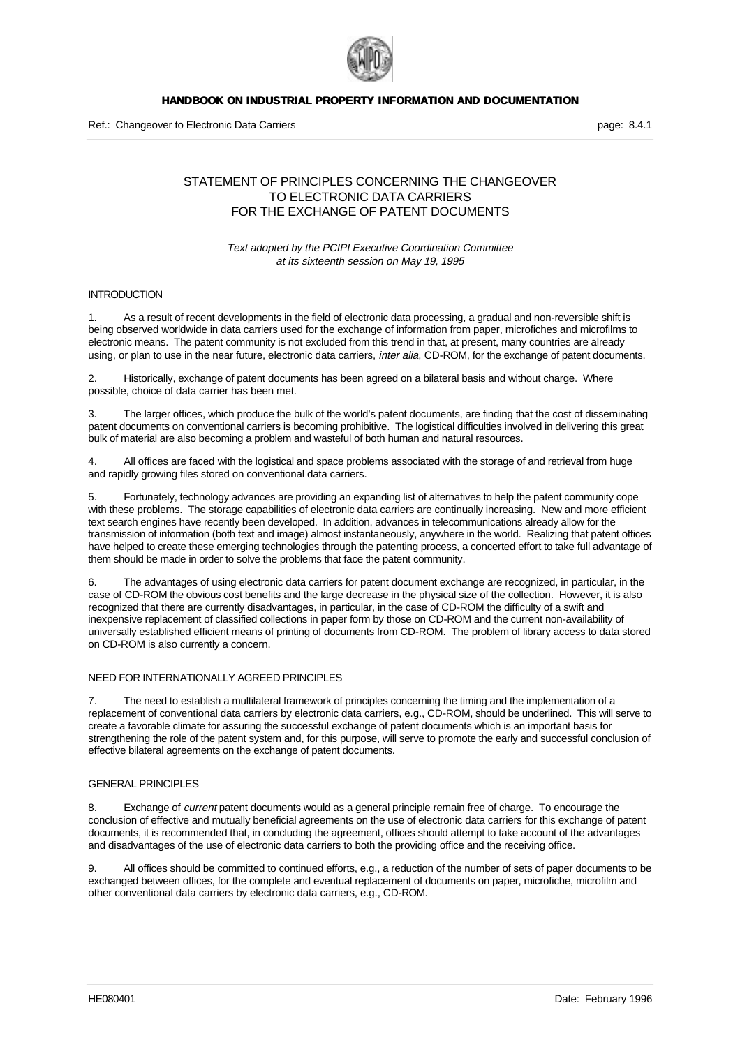# STATEMENT OF PRINCIPLES CONCERNING THE CHANGEOVER TO ELECTRONIC DATA CARRIERS FOR THE EXCHANGE OF PATENT DOCUMENTS

*Text adopted by the PCIPI Executive Coordination Committee at its sixteenth session on May 19, 1995*

## INTRODUCTION

1. As a result of recent developments in the field of electronic data processing, a gradual and non-reversible shift is being observed worldwide in data carriers used for the exchange of information from paper, microfiches and microfilms to electronic means. The patent community is not excluded from this trend in that, at present, many countries are already using, or plan to use in the near future, electronic data carriers, *inter alia*, CD-ROM, for the exchange of patent documents.

2. Historically, exchange of patent documents has been agreed on a bilateral basis and without charge. Where possible, choice of data carrier has been met.

3. The larger offices, which produce the bulk of the world's patent documents, are finding that the cost of disseminating patent documents on conventional carriers is becoming prohibitive. The logistical difficulties involved in delivering this great bulk of material are also becoming a problem and wasteful of both human and natural resources.

4. All offices are faced with the logistical and space problems associated with the storage of and retrieval from huge and rapidly growing files stored on conventional data carriers.

5. Fortunately, technology advances are providing an expanding list of alternatives to help the patent community cope with these problems. The storage capabilities of electronic data carriers are continually increasing. New and more efficient text search engines have recently been developed. In addition, advances in telecommunications already allow for the transmission of information (both text and image) almost instantaneously, anywhere in the world. Realizing that patent offices have helped to create these emerging technologies through the patenting process, a concerted effort to take full advantage of them should be made in order to solve the problems that face the patent community.

6. The advantages of using electronic data carriers for patent document exchange are recognized, in particular, in the case of CD-ROM the obvious cost benefits and the large decrease in the physical size of the collection. However, it is also recognized that there are currently disadvantages, in particular, in the case of CD-ROM the difficulty of a swift and inexpensive replacement of classified collections in paper form by those on CD-ROM and the current non-availability of universally established efficient means of printing of documents from CD-ROM. The problem of library access to data stored on CD-ROM is also currently a concern.

## NEED FOR INTERNATIONALLY AGREED PRINCIPLES

7. The need to establish a multilateral framework of principles concerning the timing and the implementation of a replacement of conventional data carriers by electronic data carriers, e.g., CD-ROM, should be underlined. This will serve to create a favorable climate for assuring the successful exchange of patent documents which is an important basis for strengthening the role of the patent system and, for this purpose, will serve to promote the early and successful conclusion of effective bilateral agreements on the exchange of patent documents.

## GENERAL PRINCIPLES

8. Exchange of *current* patent documents would as a general principle remain free of charge. To encourage the conclusion of effective and mutually beneficial agreements on the use of electronic data carriers for this exchange of patent documents, it is recommended that, in concluding the agreement, offices should attempt to take account of the advantages and disadvantages of the use of electronic data carriers to both the providing office and the receiving office.

9. All offices should be committed to continued efforts, e.g., a reduction of the number of sets of paper documents to be exchanged between offices, for the complete and eventual replacement of documents on paper, microfiche, microfilm and other conventional data carriers by electronic data carriers, e.g., CD-ROM.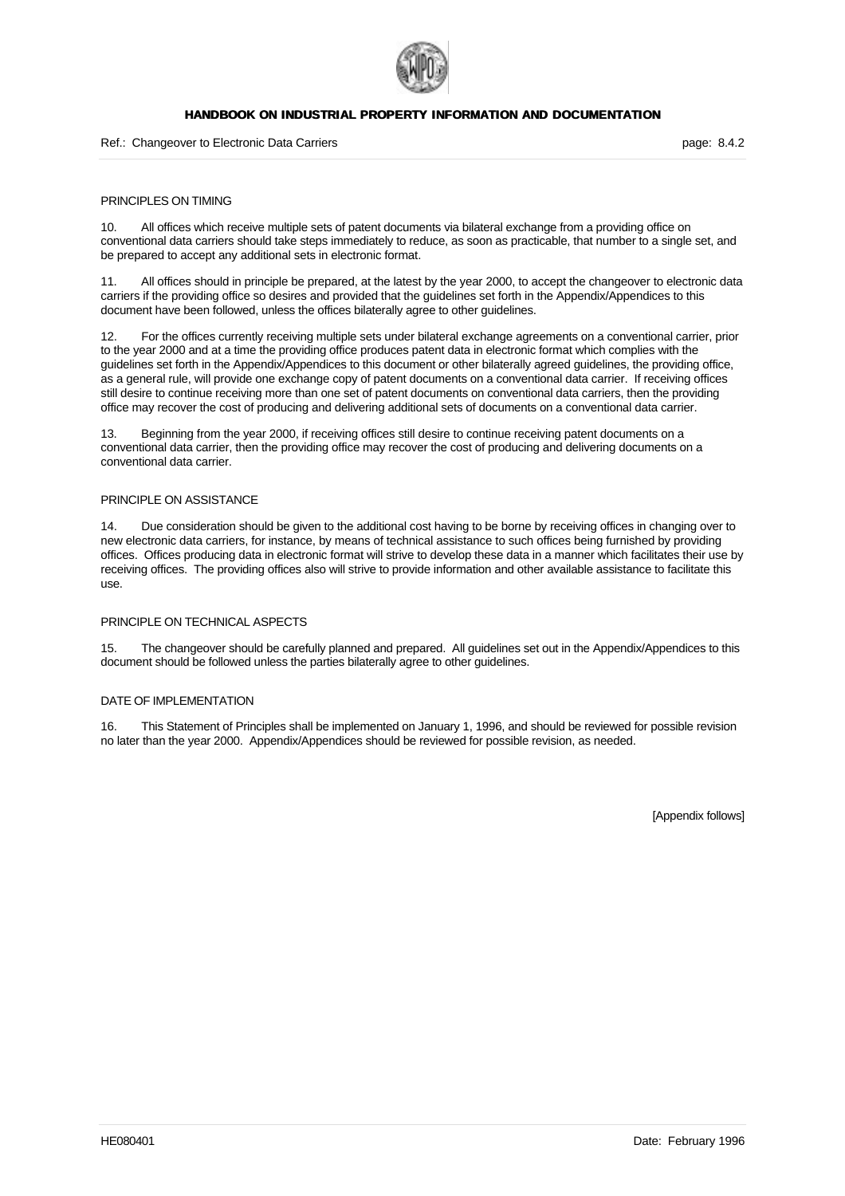PRINCIPLES ON TIMING

10. All offices which receive multiple sets of patent documents via bilateral exchange from a providing office on conventional data carriers should take steps immediately to reduce, as soon as practicable, that number to a single set, and be prepared to accept any additional sets in electronic format.

11. All offices should in principle be prepared, at the latest by the year 2000, to accept the changeover to electronic data carriers if the providing office so desires and provided that the guidelines set forth in the Appendix/Appendices to this document have been followed, unless the offices bilaterally agree to other guidelines.

12. For the offices currently receiving multiple sets under bilateral exchange agreements on a conventional carrier, prior to the year 2000 and at a time the providing office produces patent data in electronic format which complies with the guidelines set forth in the Appendix/Appendices to this document or other bilaterally agreed guidelines, the providing office, as a general rule, will provide one exchange copy of patent documents on a conventional data carrier. If receiving offices still desire to continue receiving more than one set of patent documents on conventional data carriers, then the providing office may recover the cost of producing and delivering additional sets of documents on a conventional data carrier.

13. Beginning from the year 2000, if receiving offices still desire to continue receiving patent documents on a conventional data carrier, then the providing office may recover the cost of producing and delivering documents on a conventional data carrier.

PRINCIPLE ON ASSISTANCE

14. Due consideration should be given to the additional cost having to be borne by receiving offices in changing over to new electronic data carriers, for instance, by means of technical assistance to such offices being furnished by providing offices. Offices producing data in electronic format will strive to develop these data in a manner which facilitates their use by receiving offices. The providing offices also will strive to provide information and other available assistance to facilitate this use.

PRINCIPLE ON TECHNICAL ASPECTS

15. The changeover should be carefully planned and prepared. All guidelines set out in the Appendix/Appendices to this document should be followed unless the parties bilaterally agree to other guidelines.

DATE OF IMPLEMENTATION

16. This Statement of Principles shall be implemented on January 1, 1996, and should be reviewed for possible revision no later than the year 2000. Appendix/Appendices should be reviewed for possible revision, as needed.

[Appendix follows]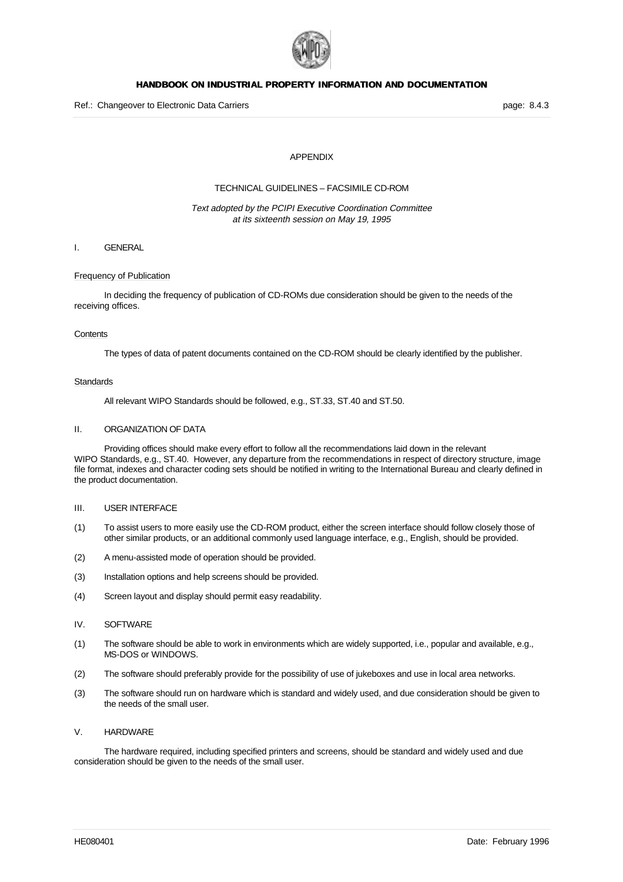APPENDIX

TECHNICAL GUIDELINES – FACSIMILE CD-ROM

*Text adopted by the PCIPI Executive Coordination Committee at its sixteenth session on May 19, 1995*

## I. GENERAL

Frequency of Publication

In deciding the frequency of publication of CD-ROMs due consideration should be given to the needs of the receiving offices.

Contents

The types of data of patent documents contained on the CD-ROM should be clearly identified by the publisher.

Standards

All relevant WIPO Standards should be followed, e.g., ST.33, ST.40 and ST.50.

## II. ORGANIZATION OF DATA

Providing offices should make every effort to follow all the recommendations laid down in the relevant WIPO Standards, e.g., ST.40. However, any departure from the recommendations in respect of directory structure, image file format, indexes and character coding sets should be notified in writing to the International Bureau and clearly defined in the product documentation.

## III. USER INTERFACE

(1) To assist users to more easily use the CD-ROM product, either the screen interface should follow closely those of other similar products, or an additional commonly used language interface, e.g., English, should be provided.

(2) A menu-assisted mode of operation should be provided.

(3) Installation options and help screens should be provided.

(4) Screen layout and display should permit easy readability.

## IV. SOFTWARE

(1) The software should be able to work in environments which are widely supported, i.e., popular and available, e.g., MS-DOS or WINDOWS.

(2) The software should preferably provide for the possibility of use of jukeboxes and use in local area networks.

(3) The software should run on hardware which is standard and widely used, and due consideration should be given to the needs of the small user.

## V. HARDWARE

The hardware required, including specified printers and screens, should be standard and widely used and due consideration should be given to the needs of the small user.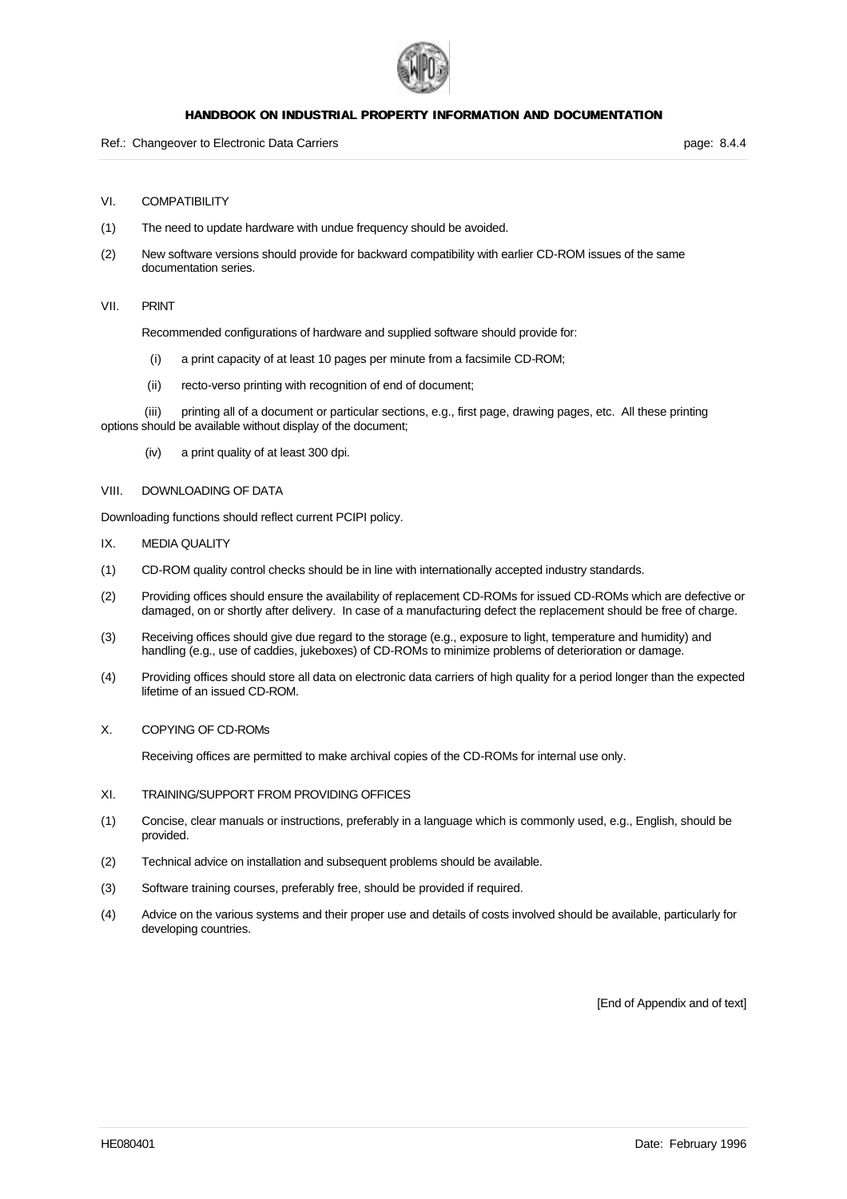## VI. COMPATIBILITY

(1) The need to update hardware with undue frequency should be avoided.

(2) New software versions should provide for backward compatibility with earlier CD-ROM issues of the same documentation series.

## VII. PRINT

Recommended configurations of hardware and supplied software should provide for:

(i) a print capacity of at least 10 pages per minute from a facsimile CD-ROM;

(ii) recto-verso printing with recognition of end of document;

(iii) printing all of a document or particular sections, e.g., first page, drawing pages, etc. All these printing options should be available without display of the document;

(iv) a print quality of at least 300 dpi.

## VIII. DOWNLOADING OF DATA

Downloading functions should reflect current PCIPI policy.

## IX. MEDIA QUALITY

(1) CD-ROM quality control checks should be in line with internationally accepted industry standards.

(2) Providing offices should ensure the availability of replacement CD-ROMs for issued CD-ROMs which are defective or damaged, on or shortly after delivery. In case of a manufacturing defect the replacement should be free of charge.

(3) Receiving offices should give due regard to the storage (e.g., exposure to light, temperature and humidity) and handling (e.g., use of caddies, jukeboxes) of CD-ROMs to minimize problems of deterioration or damage.

(4) Providing offices should store all data on electronic data carriers of high quality for a period longer than the expected lifetime of an issued CD-ROM.

## X. COPYING OF CD-ROMs

Receiving offices are permitted to make archival copies of the CD-ROMs for internal use only.

## XI. TRAINING/SUPPORT FROM PROVIDING OFFICES

(1) Concise, clear manuals or instructions, preferably in a language which is commonly used, e.g., English, should be provided.

(2) Technical advice on installation and subsequent problems should be available.

(3) Software training courses, preferably free, should be provided if required.

(4) Advice on the various systems and their proper use and details of costs involved should be available, particularly for developing countries.

[End of Appendix and of text]